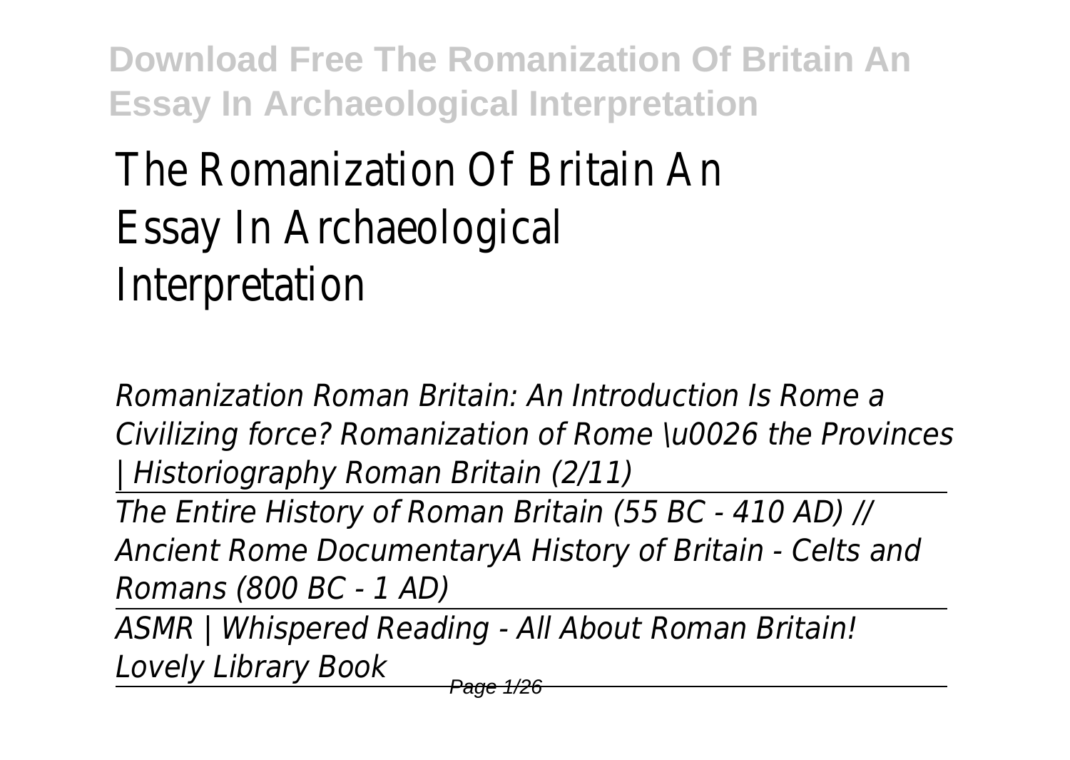# The Romanization Of Britain An Essay In Archaeological Interpretation

*Romanization Roman Britain: An Introduction Is Rome a Civilizing force? Romanization of Rome \u0026 the Provinces | Historiography Roman Britain (2/11)*

---

*The Entire History of Roman Britain (55 BC - 410 AD) // Ancient Rome DocumentaryA History of Britain - Celts and Romans (800 BC - 1 AD)*

---

*ASMR | Whispered Reading - All About Roman Britain! Lovely Library Book*

---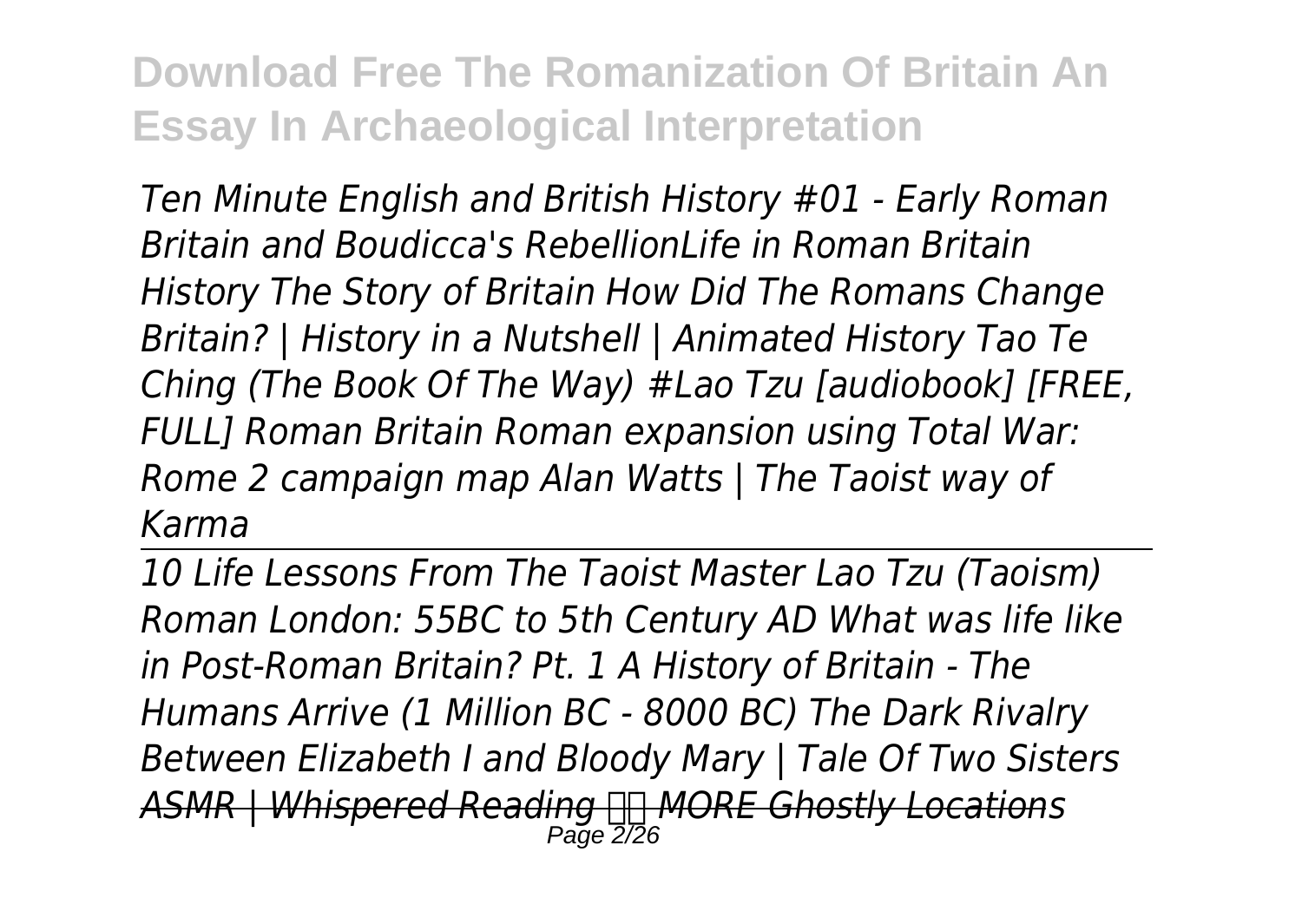*Ten Minute English and British History #01 - Early Roman Britain and Boudicca's RebellionLife in Roman Britain History The Story of Britain How Did The Romans Change Britain? | History in a Nutshell | Animated History Tao Te Ching (The Book Of The Way) #Lao Tzu [audiobook] [FREE, FULL] Roman Britain Roman expansion using Total War: Rome 2 campaign map Alan Watts | The Taoist way of Karma*

---

*10 Life Lessons From The Taoist Master Lao Tzu (Taoism) Roman London: 55BC to 5th Century AD What was life like in Post-Roman Britain? Pt. 1 A History of Britain - The Humans Arrive (1 Million BC - 8000 BC) The Dark Rivalry Between Elizabeth I and Bloody Mary | Tale Of Two Sisters* ~~*ASMR | Whispered Reading MORE Ghostly Locations*~~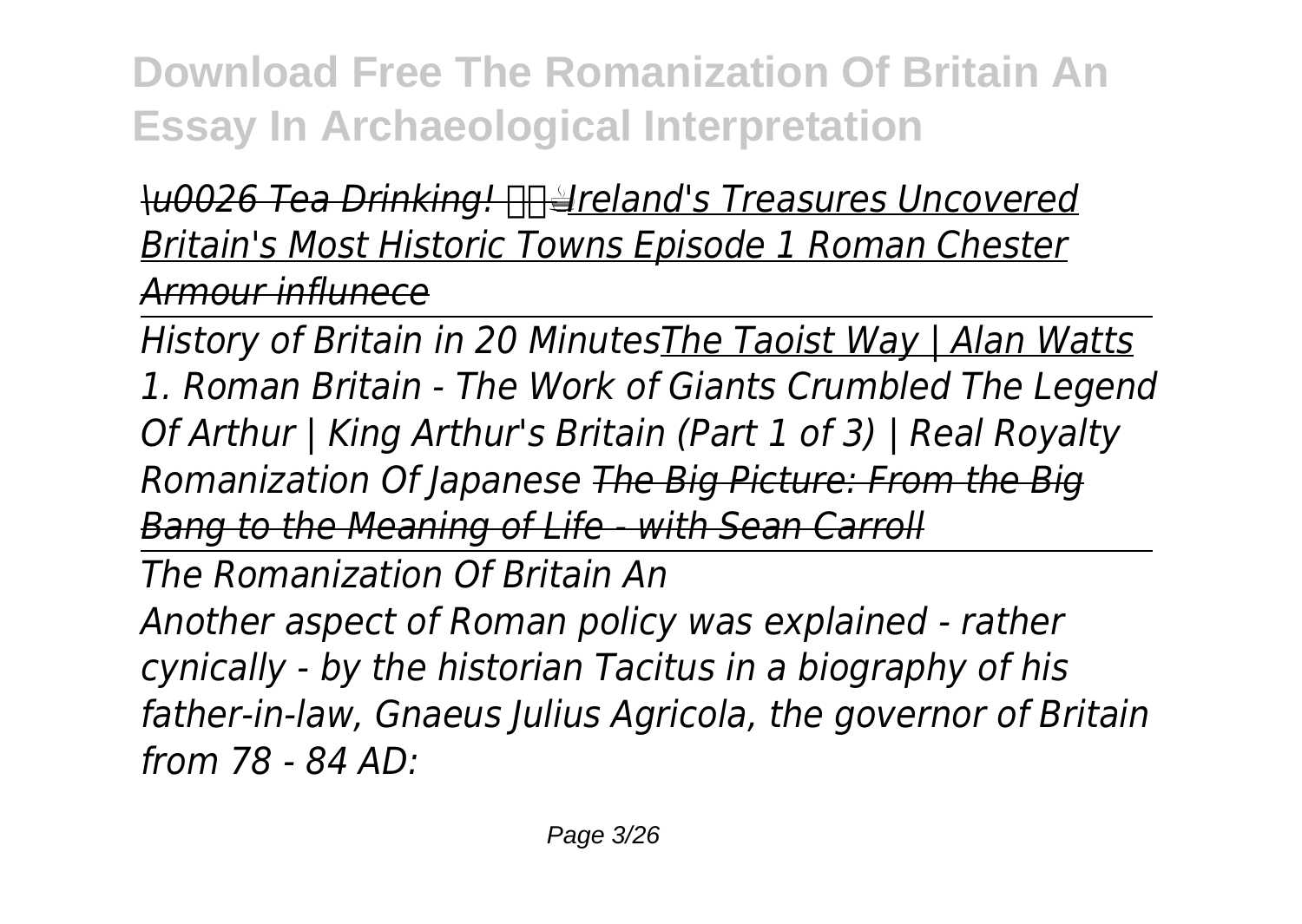*\u0026 Tea Drinking! ☕Ireland's Treasures Uncovered Britain's Most Historic Towns Episode 1 Roman Chester Armour influnece*

*History of Britain in 20 MinutesThe Taoist Way | Alan Watts 1. Roman Britain - The Work of Giants Crumbled The Legend Of Arthur | King Arthur's Britain (Part 1 of 3) | Real Royalty Romanization Of Japanese ~~The Big Picture: From the Big Bang to the Meaning of Life - with Sean Carroll~~*

*The Romanization Of Britain An*

*Another aspect of Roman policy was explained - rather cynically - by the historian Tacitus in a biography of his father-in-law, Gnaeus Julius Agricola, the governor of Britain from 78 - 84 AD:*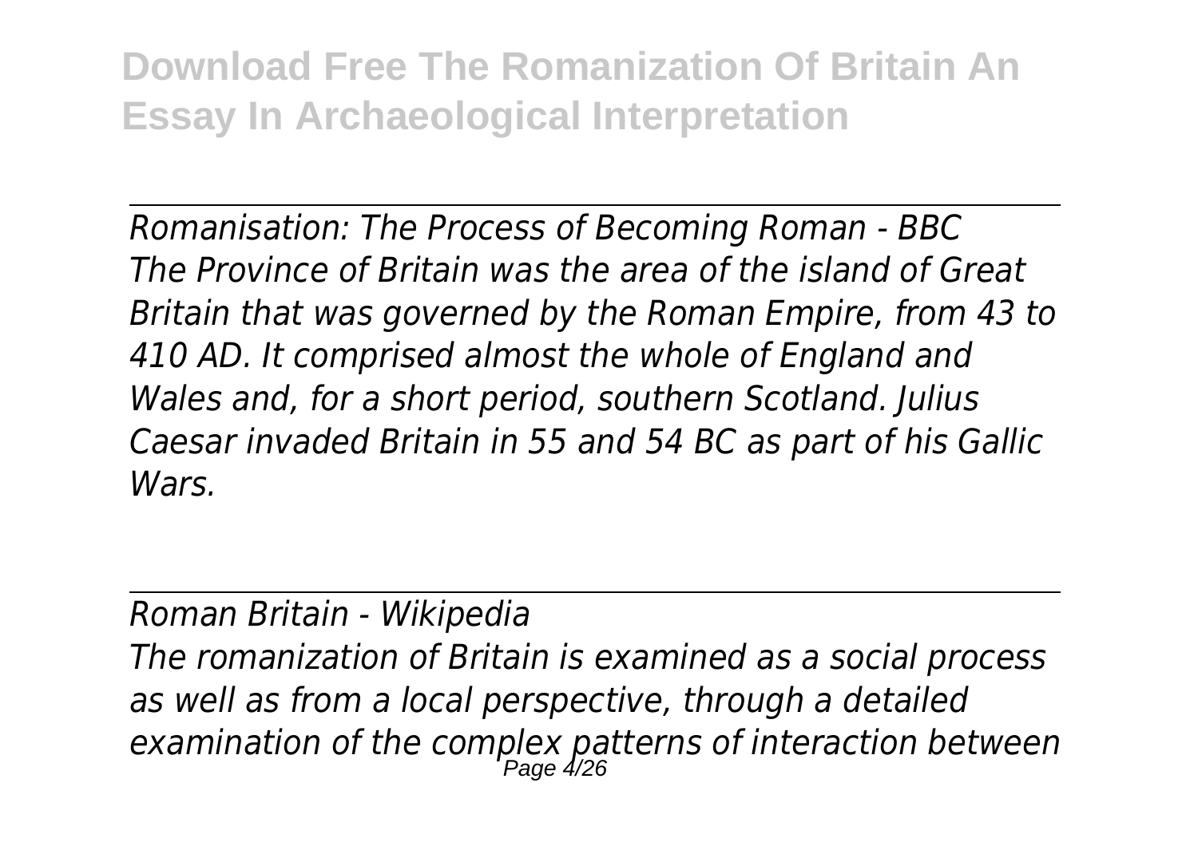*Romanisation: The Process of Becoming Roman - BBC*
*The Province of Britain was the area of the island of Great Britain that was governed by the Roman Empire, from 43 to 410 AD. It comprised almost the whole of England and Wales and, for a short period, southern Scotland. Julius Caesar invaded Britain in 55 and 54 BC as part of his Gallic Wars.*

---

*Roman Britain - Wikipedia*
*The romanization of Britain is examined as a social process as well as from a local perspective, through a detailed examination of the complex patterns of interaction between*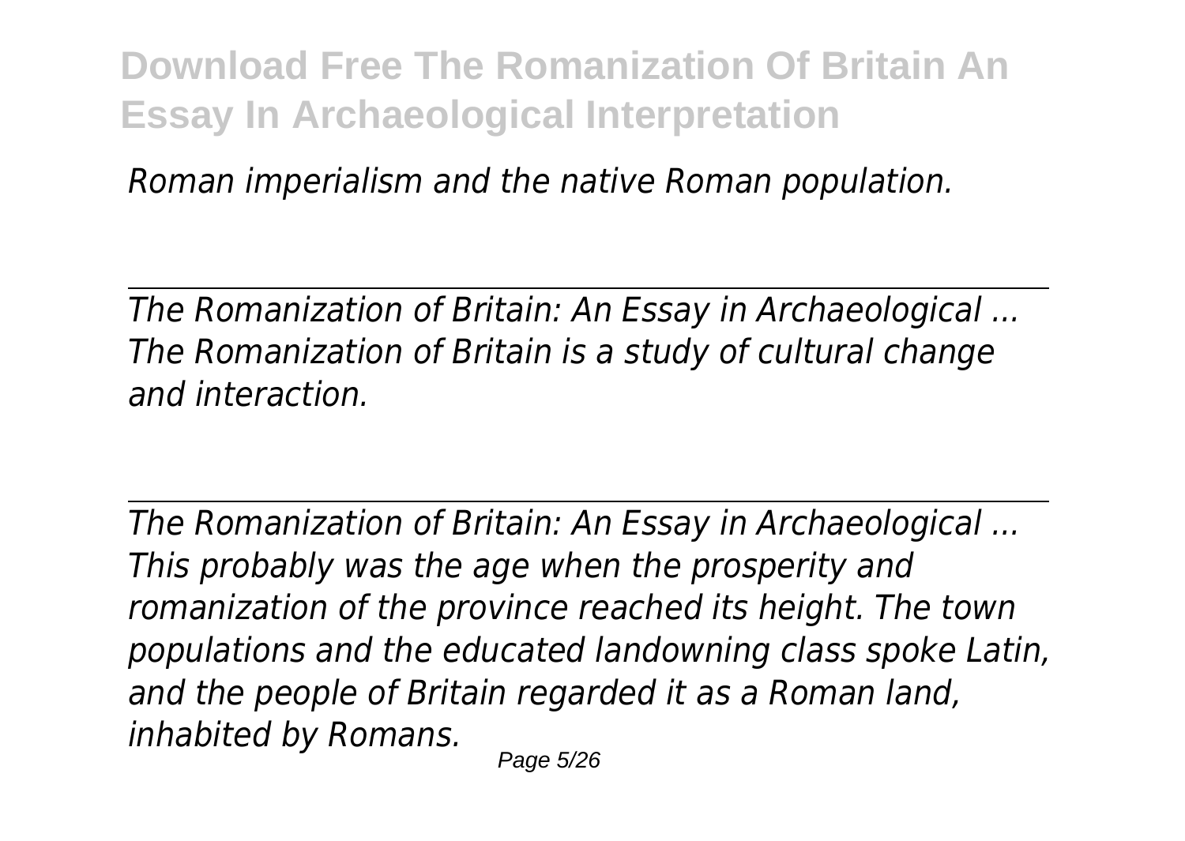*Roman imperialism and the native Roman population.*

---

*The Romanization of Britain: An Essay in Archaeological ...*
*The Romanization of Britain is a study of cultural change and interaction.*

---

*The Romanization of Britain: An Essay in Archaeological ...*
*This probably was the age when the prosperity and romanization of the province reached its height. The town populations and the educated landowning class spoke Latin, and the people of Britain regarded it as a Roman land, inhabited by Romans.*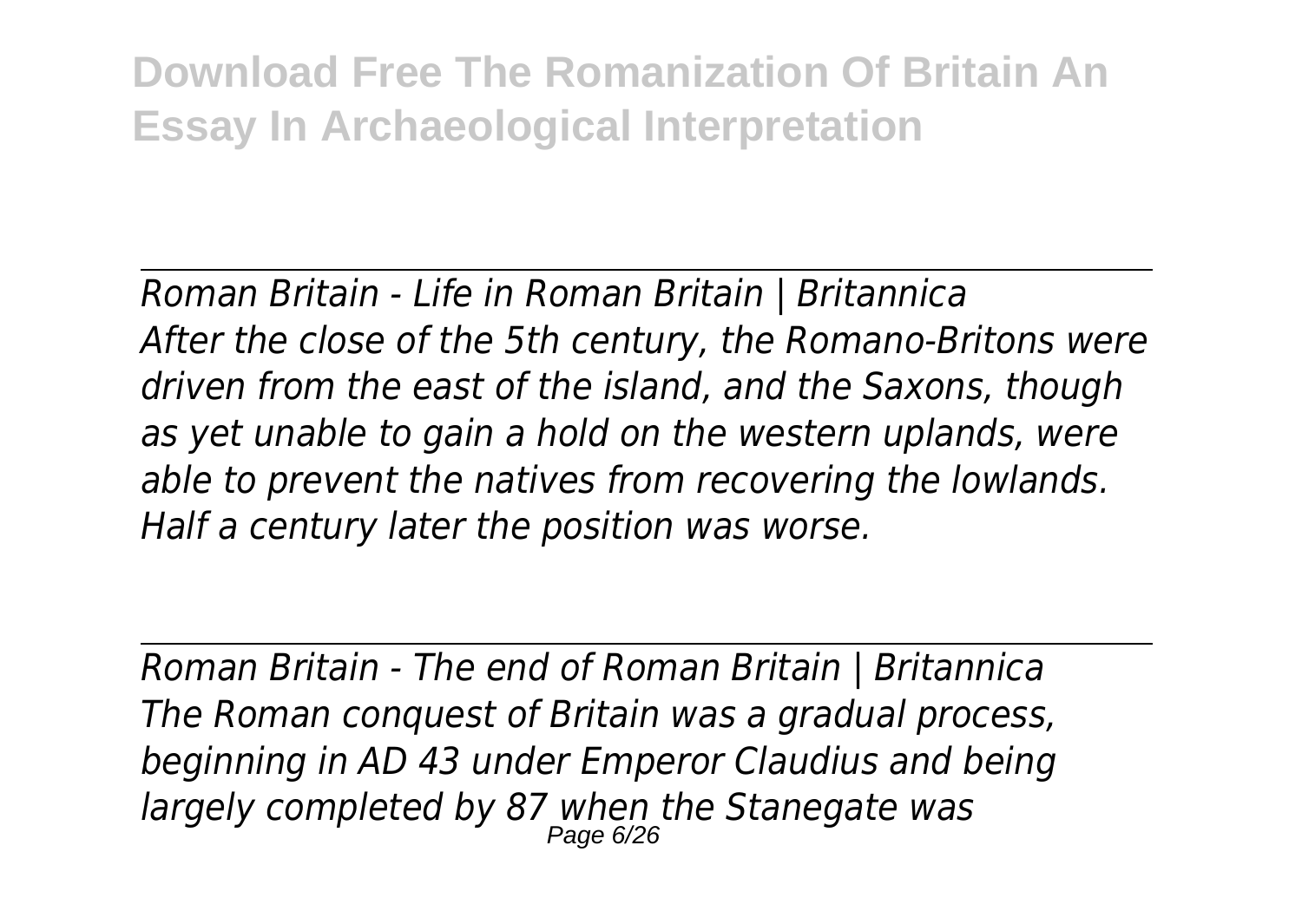*Roman Britain - Life in Roman Britain | Britannica*

*After the close of the 5th century, the Romano-Britons were driven from the east of the island, and the Saxons, though as yet unable to gain a hold on the western uplands, were able to prevent the natives from recovering the lowlands. Half a century later the position was worse.*

*Roman Britain - The end of Roman Britain | Britannica*

*The Roman conquest of Britain was a gradual process, beginning in AD 43 under Emperor Claudius and being largely completed by 87 when the Stanegate was*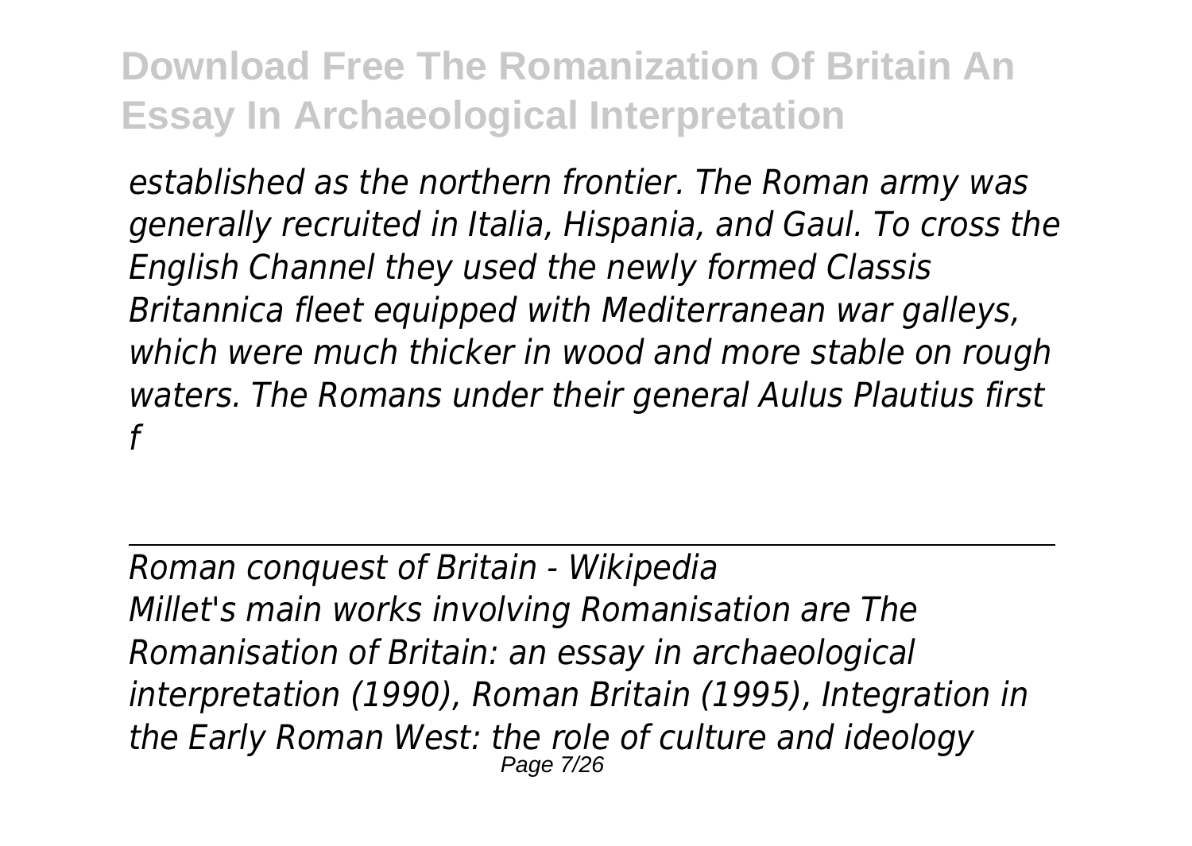*established as the northern frontier. The Roman army was generally recruited in Italia, Hispania, and Gaul. To cross the English Channel they used the newly formed Classis Britannica fleet equipped with Mediterranean war galleys, which were much thicker in wood and more stable on rough waters. The Romans under their general Aulus Plautius first f*

*Roman conquest of Britain - Wikipedia*

*Millet's main works involving Romanisation are The Romanisation of Britain: an essay in archaeological interpretation (1990), Roman Britain (1995), Integration in the Early Roman West: the role of culture and ideology*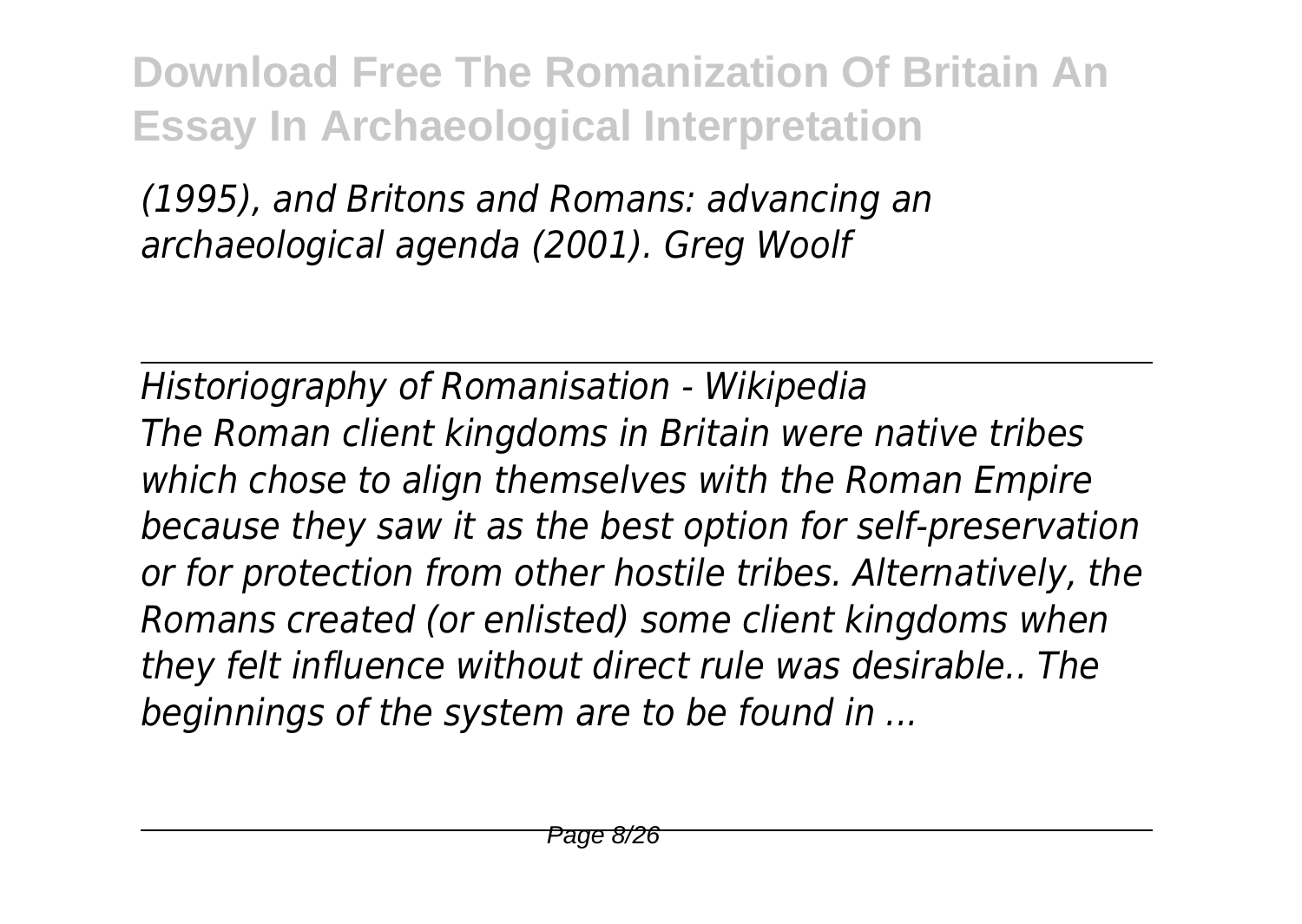*(1995), and Britons and Romans: advancing an archaeological agenda (2001). Greg Woolf*

---

*Historiography of Romanisation - Wikipedia*

*The Roman client kingdoms in Britain were native tribes which chose to align themselves with the Roman Empire because they saw it as the best option for self-preservation or for protection from other hostile tribes. Alternatively, the Romans created (or enlisted) some client kingdoms when they felt influence without direct rule was desirable.. The beginnings of the system are to be found in ...*

---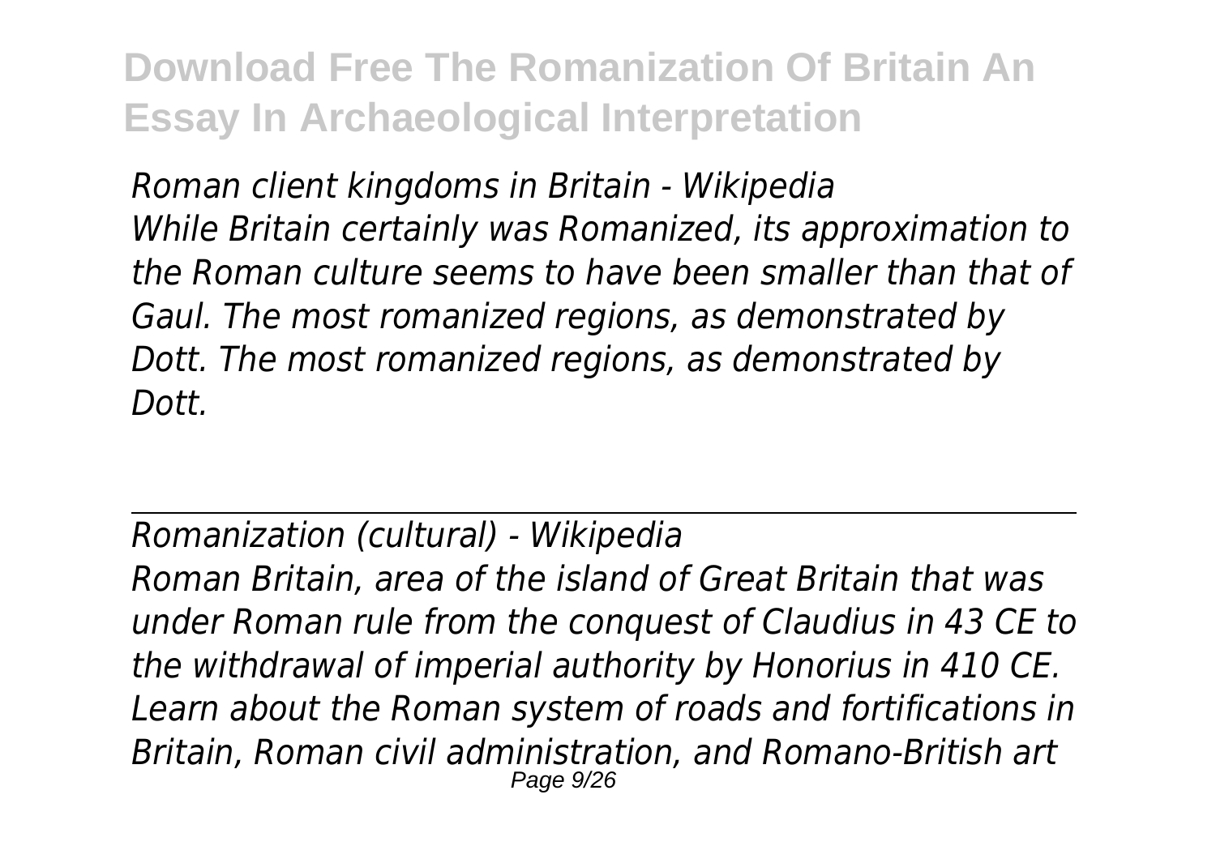*Roman client kingdoms in Britain - Wikipedia*
*While Britain certainly was Romanized, its approximation to the Roman culture seems to have been smaller than that of Gaul. The most romanized regions, as demonstrated by Dott. The most romanized regions, as demonstrated by Dott.*

---

*Romanization (cultural) - Wikipedia*
*Roman Britain, area of the island of Great Britain that was under Roman rule from the conquest of Claudius in 43 CE to the withdrawal of imperial authority by Honorius in 410 CE. Learn about the Roman system of roads and fortifications in Britain, Roman civil administration, and Romano-British art*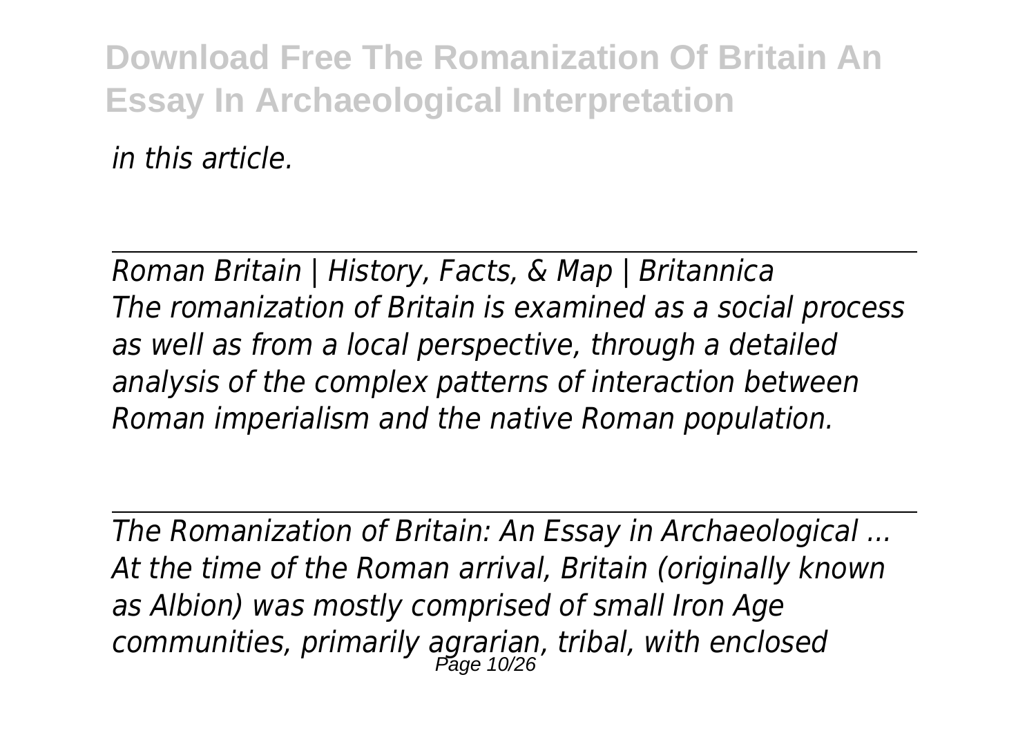*in this article.*

*Roman Britain | History, Facts, & Map | Britannica*

*The romanization of Britain is examined as a social process as well as from a local perspective, through a detailed analysis of the complex patterns of interaction between Roman imperialism and the native Roman population.*

*The Romanization of Britain: An Essay in Archaeological ...*

*At the time of the Roman arrival, Britain (originally known as Albion) was mostly comprised of small Iron Age communities, primarily agrarian, tribal, with enclosed*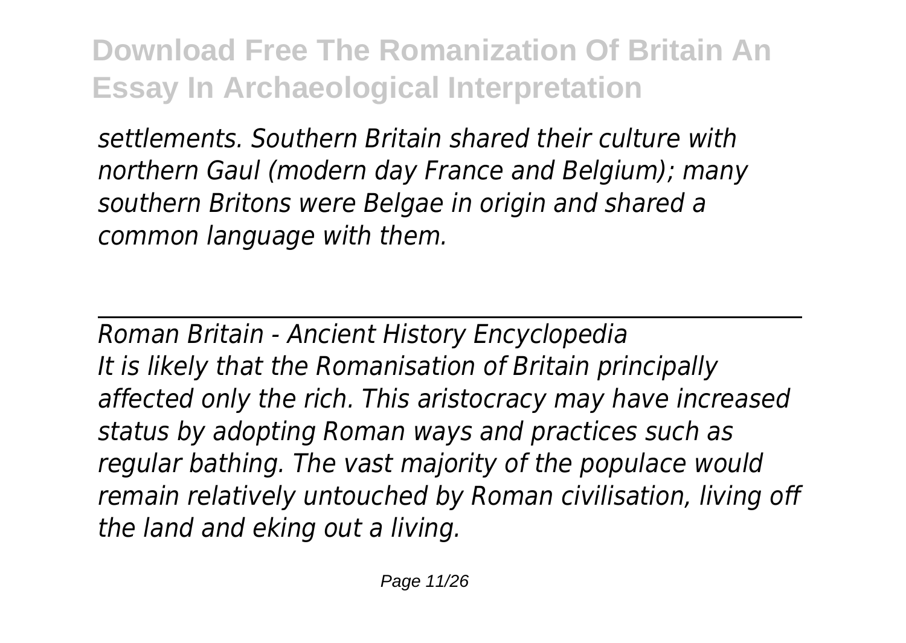*settlements. Southern Britain shared their culture with northern Gaul (modern day France and Belgium); many southern Britons were Belgae in origin and shared a common language with them.*

---

*Roman Britain - Ancient History Encyclopedia*

*It is likely that the Romanisation of Britain principally affected only the rich. This aristocracy may have increased status by adopting Roman ways and practices such as regular bathing. The vast majority of the populace would remain relatively untouched by Roman civilisation, living off the land and eking out a living.*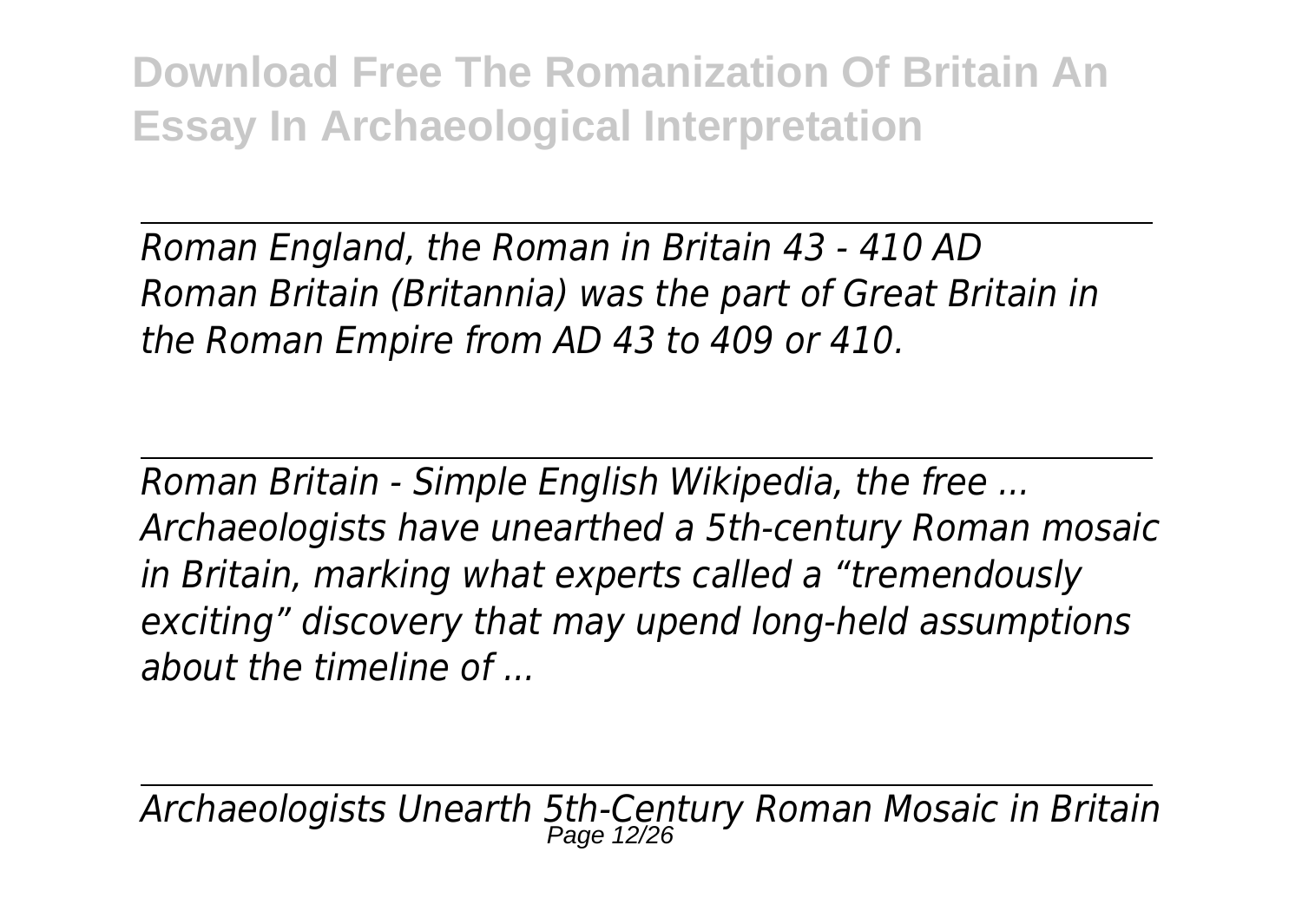*Roman England, the Roman in Britain 43 - 410 AD*
*Roman Britain (Britannia) was the part of Great Britain in the Roman Empire from AD 43 to 409 or 410.*

---

*Roman Britain - Simple English Wikipedia, the free ...*
*Archaeologists have unearthed a 5th-century Roman mosaic in Britain, marking what experts called a "tremendously exciting" discovery that may upend long-held assumptions about the timeline of ...*

---

*Archaeologists Unearth 5th-Century Roman Mosaic in Britain*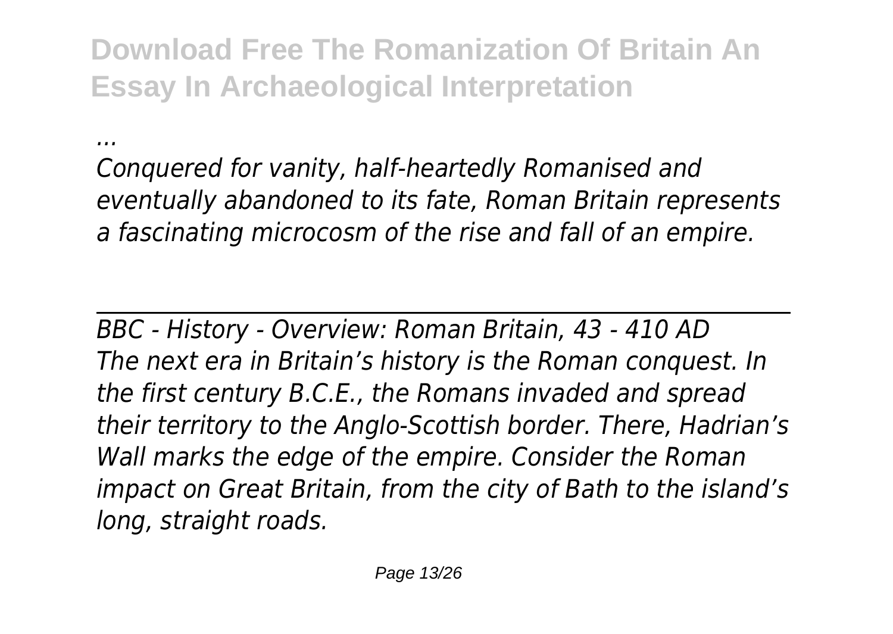...

*Conquered for vanity, half-heartedly Romanised and eventually abandoned to its fate, Roman Britain represents a fascinating microcosm of the rise and fall of an empire.*

---

*BBC - History - Overview: Roman Britain, 43 - 410 AD*

*The next era in Britain's history is the Roman conquest. In the first century B.C.E., the Romans invaded and spread their territory to the Anglo-Scottish border. There, Hadrian's Wall marks the edge of the empire. Consider the Roman impact on Great Britain, from the city of Bath to the island's long, straight roads.*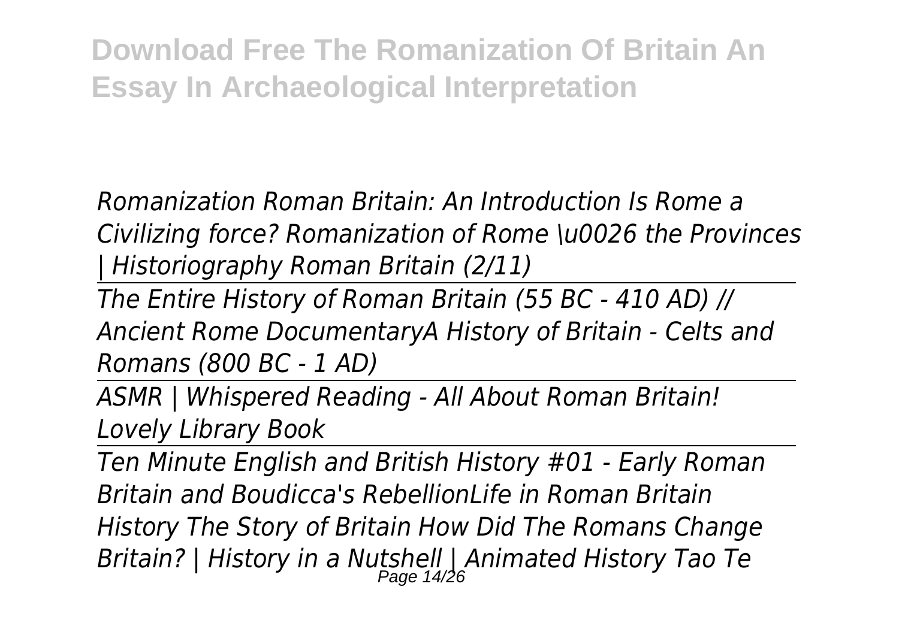**Download Free The Romanization Of Britain An Essay In Archaeological Interpretation**

*Romanization Roman Britain: An Introduction Is Rome a Civilizing force? Romanization of Rome \u0026 the Provinces | Historiography Roman Britain (2/11)*

*The Entire History of Roman Britain (55 BC - 410 AD) // Ancient Rome DocumentaryA History of Britain - Celts and Romans (800 BC - 1 AD)*

*ASMR | Whispered Reading - All About Roman Britain! Lovely Library Book*

*Ten Minute English and British History #01 - Early Roman Britain and Boudicca's RebellionLife in Roman Britain History The Story of Britain How Did The Romans Change Britain? | History in a Nutshell | Animated History Tao Te*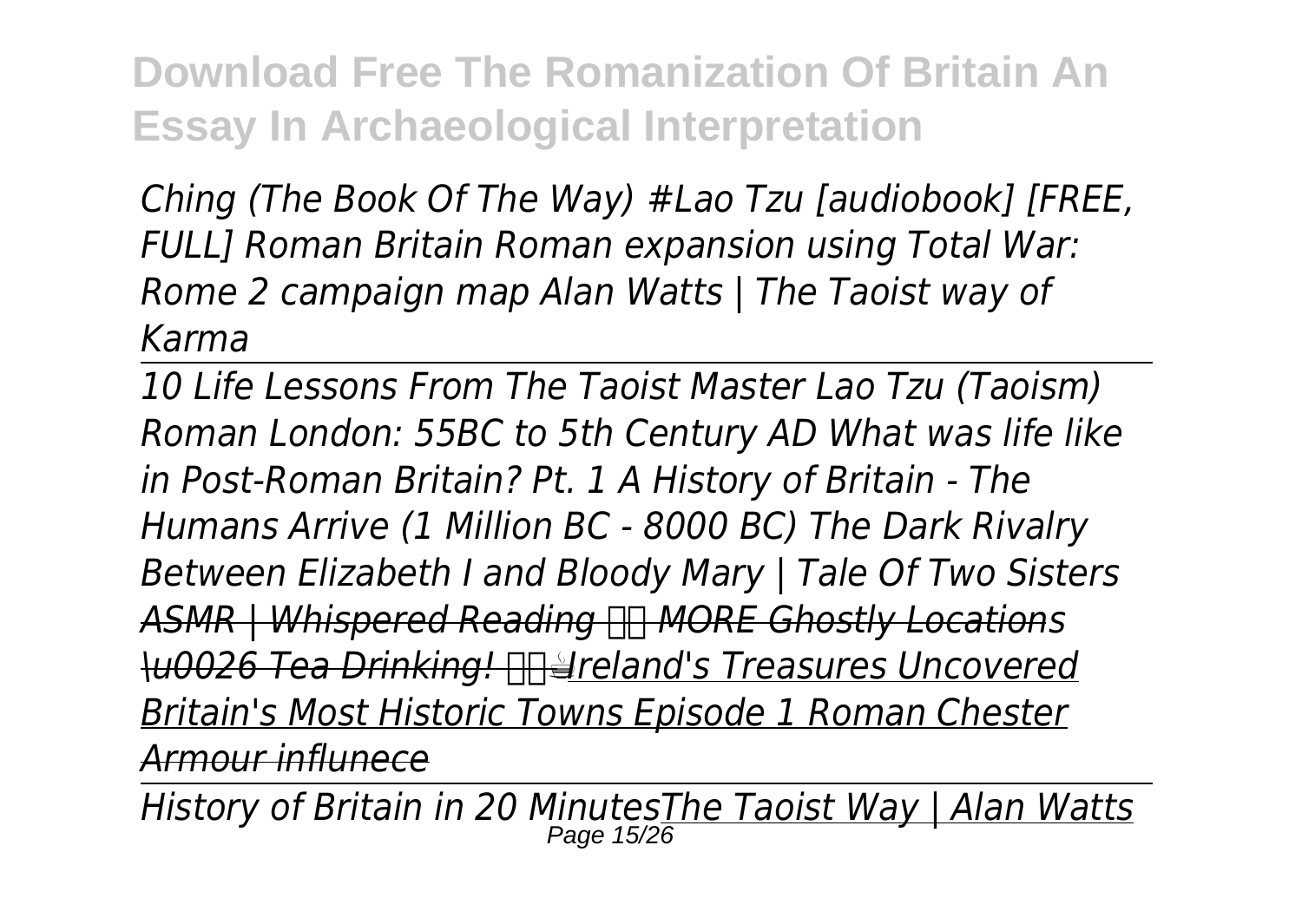*Ching (The Book Of The Way) #Lao Tzu [audiobook] [FREE, FULL] Roman Britain Roman expansion using Total War: Rome 2 campaign map Alan Watts | The Taoist way of Karma*

*10 Life Lessons From The Taoist Master Lao Tzu (Taoism) Roman London: 55BC to 5th Century AD What was life like in Post-Roman Britain? Pt. 1 A History of Britain - The Humans Arrive (1 Million BC - 8000 BC) The Dark Rivalry Between Elizabeth I and Bloody Mary | Tale Of Two Sisters ~~ASMR | Whispered Reading MORE Ghostly Locations \u0026 Tea Drinking!~~ ☕Ireland's Treasures Uncovered Britain's Most Historic Towns Episode 1 Roman Chester Armour influnece*

*History of Britain in 20 Minutes The Taoist Way | Alan Watts*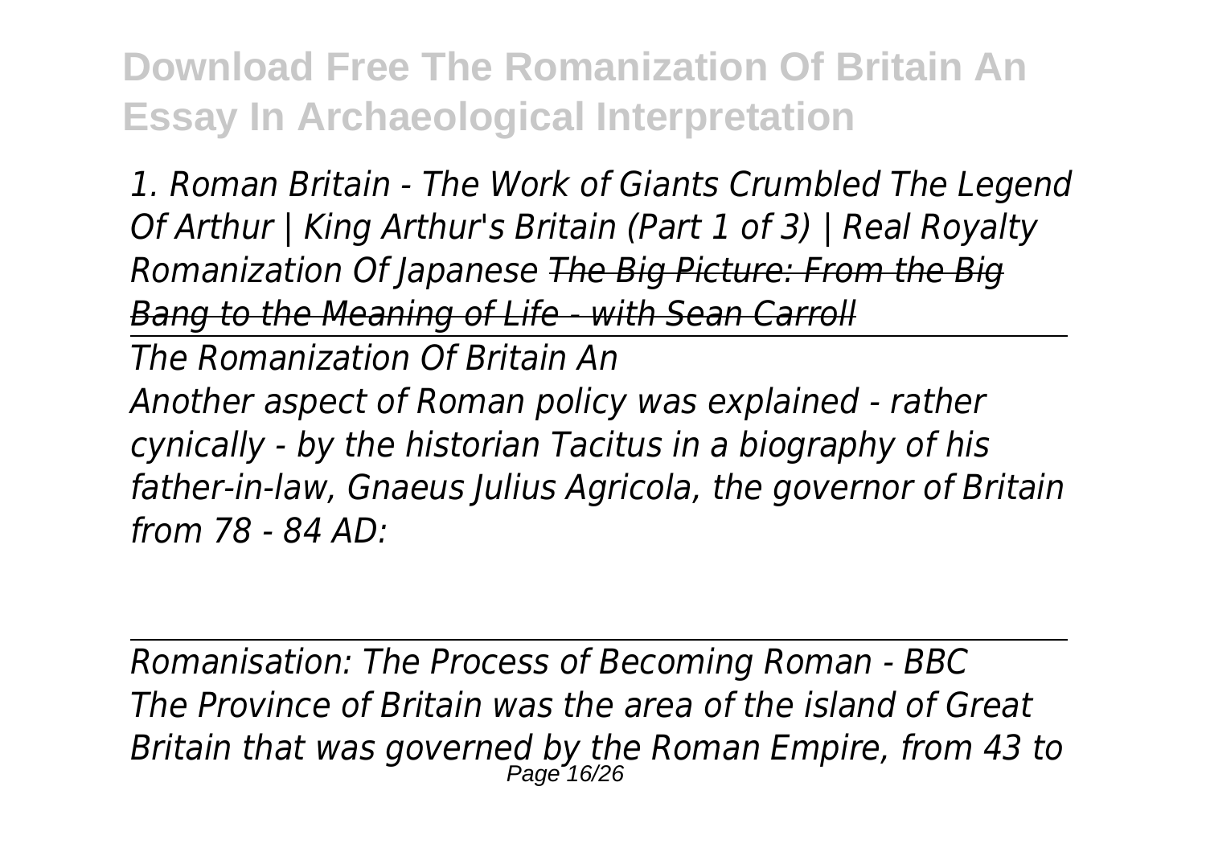*1. Roman Britain - The Work of Giants Crumbled The Legend Of Arthur | King Arthur's Britain (Part 1 of 3) | Real Royalty Romanization Of Japanese ~~The Big Picture: From the Big Bang to the Meaning of Life - with Sean Carroll~~*

*The Romanization Of Britain An*

*Another aspect of Roman policy was explained - rather cynically - by the historian Tacitus in a biography of his father-in-law, Gnaeus Julius Agricola, the governor of Britain from 78 - 84 AD:*

*Romanisation: The Process of Becoming Roman - BBC*

*The Province of Britain was the area of the island of Great Britain that was governed by the Roman Empire, from 43 to*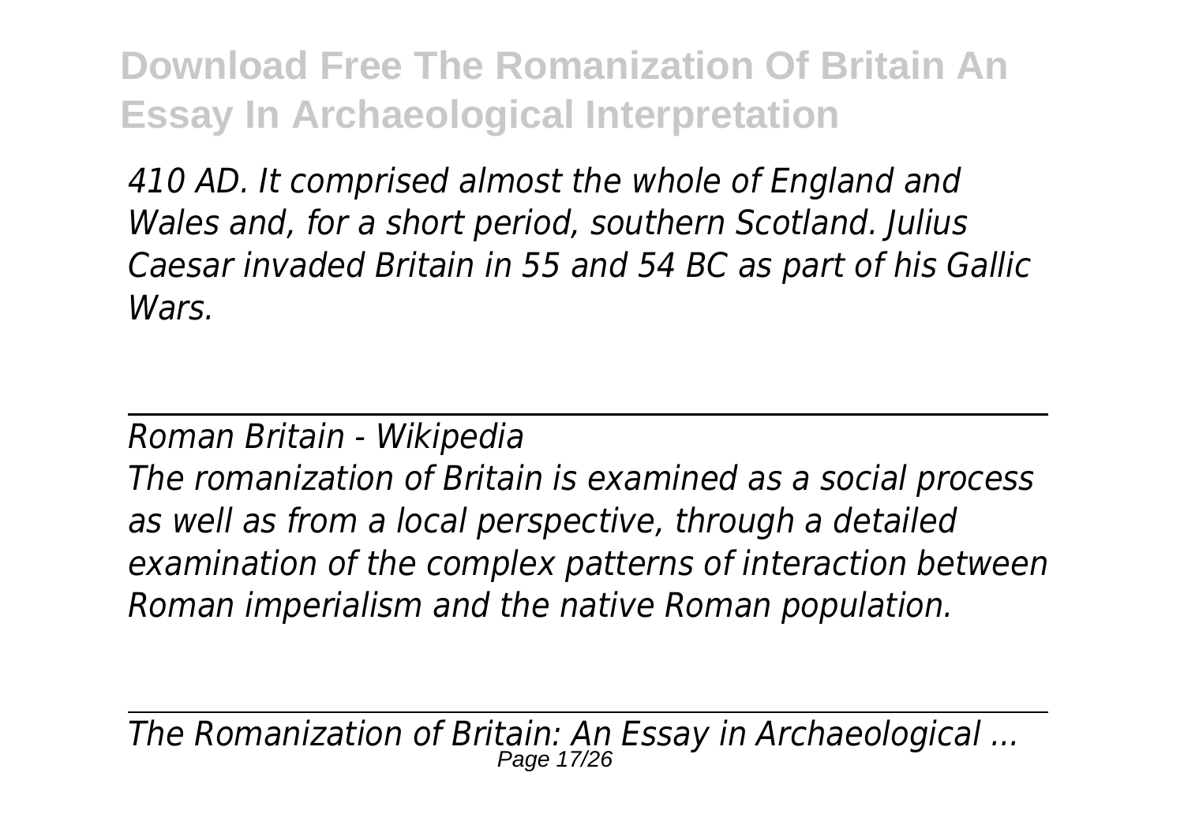*410 AD. It comprised almost the whole of England and Wales and, for a short period, southern Scotland. Julius Caesar invaded Britain in 55 and 54 BC as part of his Gallic Wars.*

---

*Roman Britain - Wikipedia*

*The romanization of Britain is examined as a social process as well as from a local perspective, through a detailed examination of the complex patterns of interaction between Roman imperialism and the native Roman population.*

---

*The Romanization of Britain: An Essay in Archaeological ...*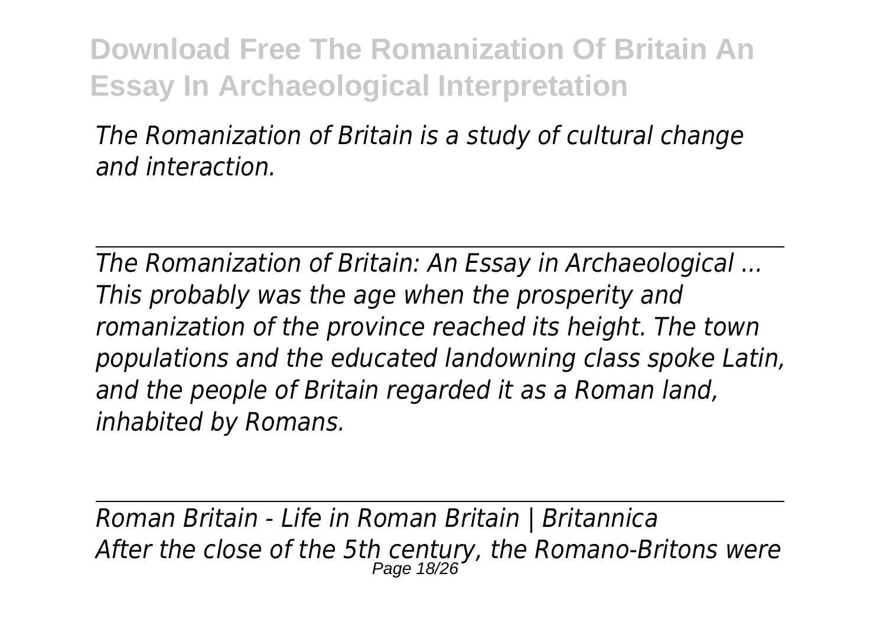*The Romanization of Britain is a study of cultural change and interaction.*

---

*The Romanization of Britain: An Essay in Archaeological ...*

*This probably was the age when the prosperity and romanization of the province reached its height. The town populations and the educated landowning class spoke Latin, and the people of Britain regarded it as a Roman land, inhabited by Romans.*

---

*Roman Britain - Life in Roman Britain | Britannica*

*After the close of the 5th century, the Romano-Britons were*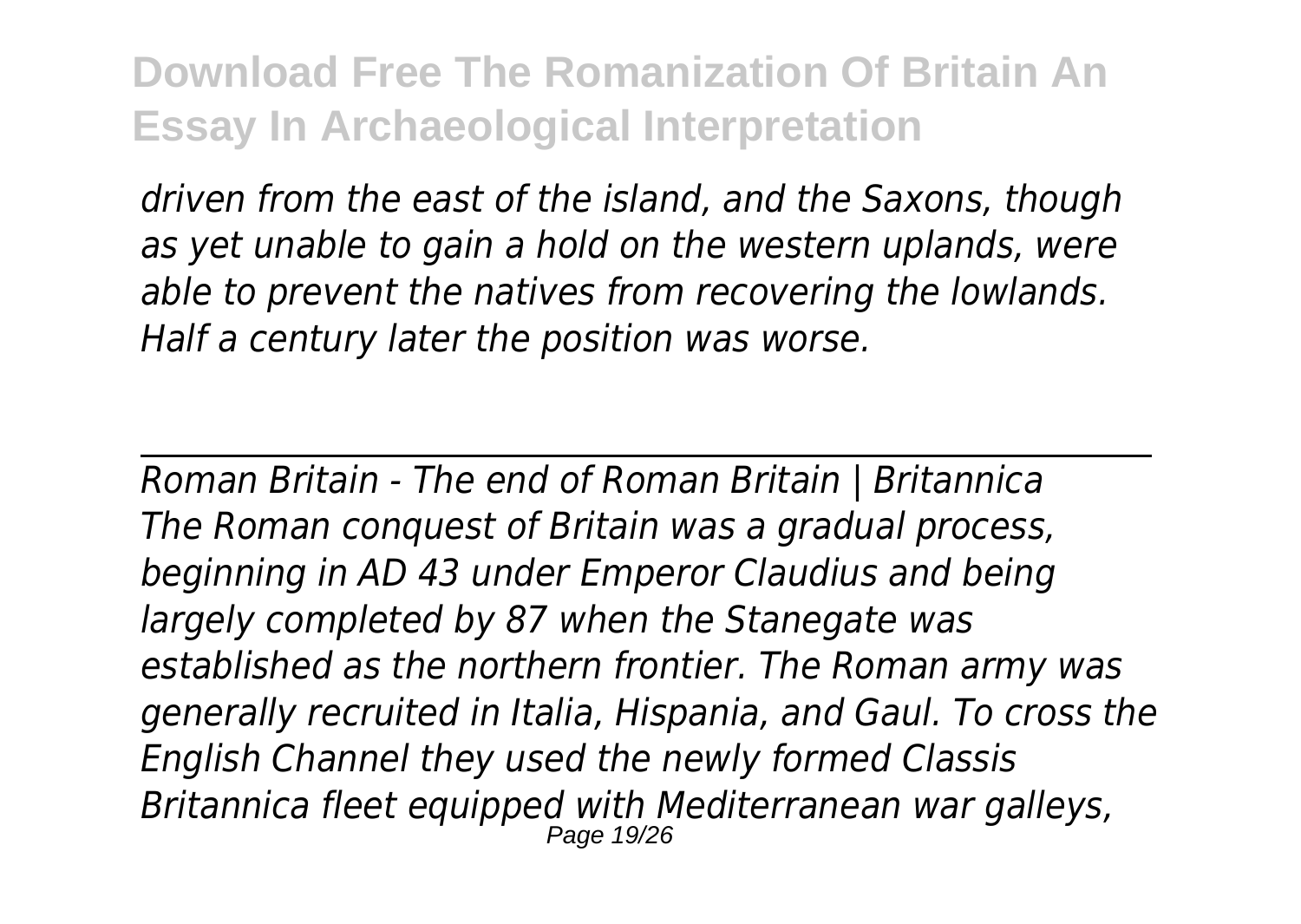*driven from the east of the island, and the Saxons, though as yet unable to gain a hold on the western uplands, were able to prevent the natives from recovering the lowlands. Half a century later the position was worse.*

---

*Roman Britain - The end of Roman Britain | Britannica*

*The Roman conquest of Britain was a gradual process, beginning in AD 43 under Emperor Claudius and being largely completed by 87 when the Stanegate was established as the northern frontier. The Roman army was generally recruited in Italia, Hispania, and Gaul. To cross the English Channel they used the newly formed Classis Britannica fleet equipped with Mediterranean war galleys,*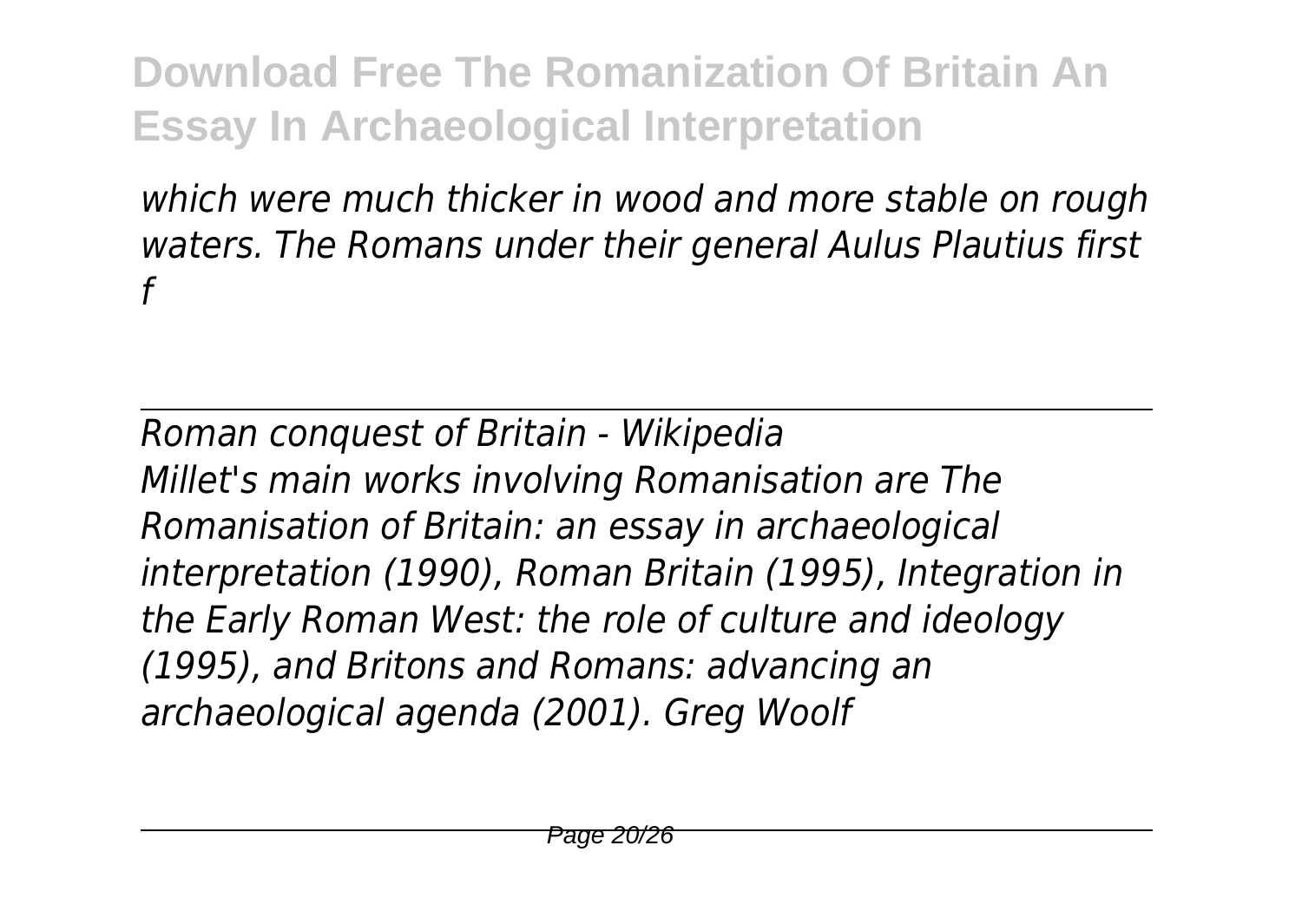*which were much thicker in wood and more stable on rough waters. The Romans under their general Aulus Plautius first f*

---

*Roman conquest of Britain - Wikipedia*

*Millet's main works involving Romanisation are The Romanisation of Britain: an essay in archaeological interpretation (1990), Roman Britain (1995), Integration in the Early Roman West: the role of culture and ideology (1995), and Britons and Romans: advancing an archaeological agenda (2001). Greg Woolf*

---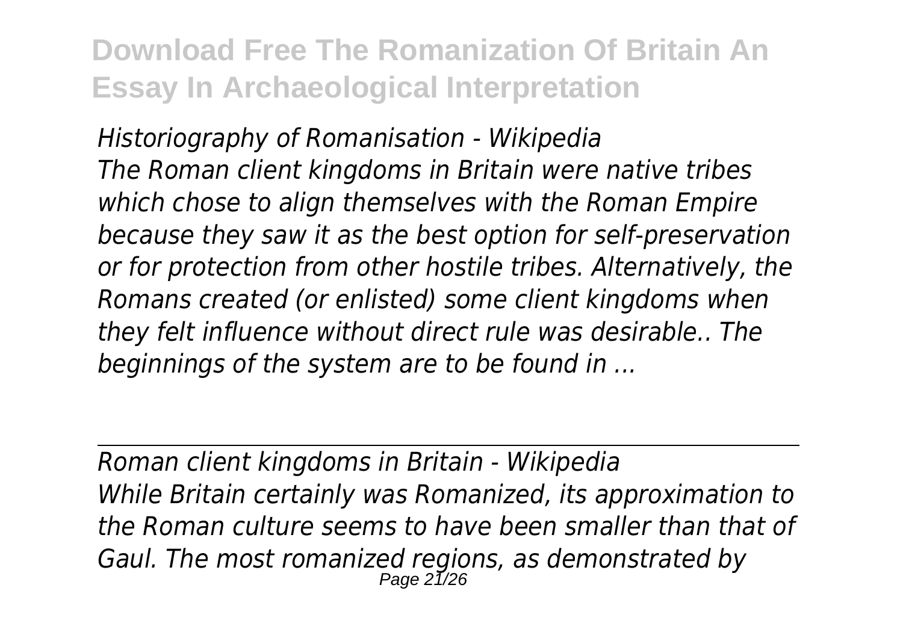*Historiography of Romanisation - Wikipedia*
*The Roman client kingdoms in Britain were native tribes which chose to align themselves with the Roman Empire because they saw it as the best option for self-preservation or for protection from other hostile tribes. Alternatively, the Romans created (or enlisted) some client kingdoms when they felt influence without direct rule was desirable.. The beginnings of the system are to be found in ...*

*Roman client kingdoms in Britain - Wikipedia*
*While Britain certainly was Romanized, its approximation to the Roman culture seems to have been smaller than that of Gaul. The most romanized regions, as demonstrated by*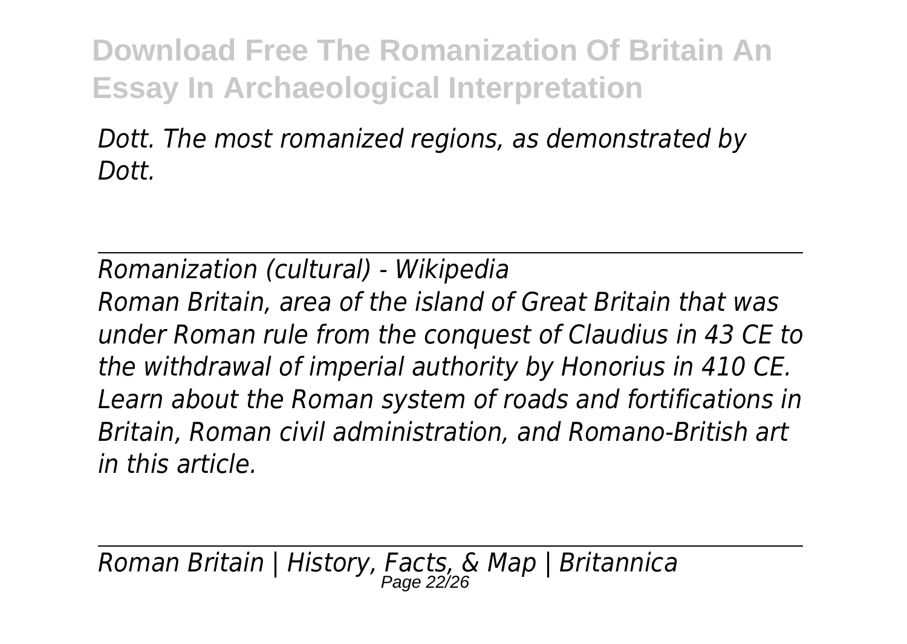*Dott. The most romanized regions, as demonstrated by Dott.*

---

*Romanization (cultural) - Wikipedia*

*Roman Britain, area of the island of Great Britain that was under Roman rule from the conquest of Claudius in 43 CE to the withdrawal of imperial authority by Honorius in 410 CE. Learn about the Roman system of roads and fortifications in Britain, Roman civil administration, and Romano-British art in this article.*

---

*Roman Britain | History, Facts, & Map | Britannica*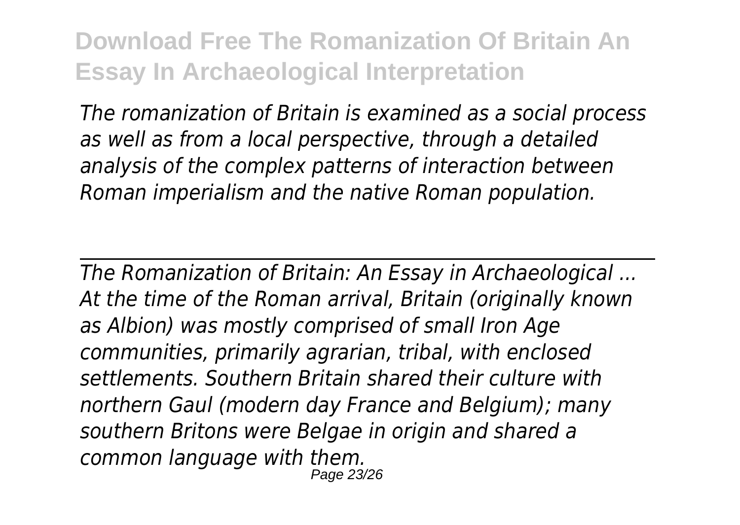*The romanization of Britain is examined as a social process as well as from a local perspective, through a detailed analysis of the complex patterns of interaction between Roman imperialism and the native Roman population.*

---

*The Romanization of Britain: An Essay in Archaeological ...*
*At the time of the Roman arrival, Britain (originally known as Albion) was mostly comprised of small Iron Age communities, primarily agrarian, tribal, with enclosed settlements. Southern Britain shared their culture with northern Gaul (modern day France and Belgium); many southern Britons were Belgae in origin and shared a common language with them.*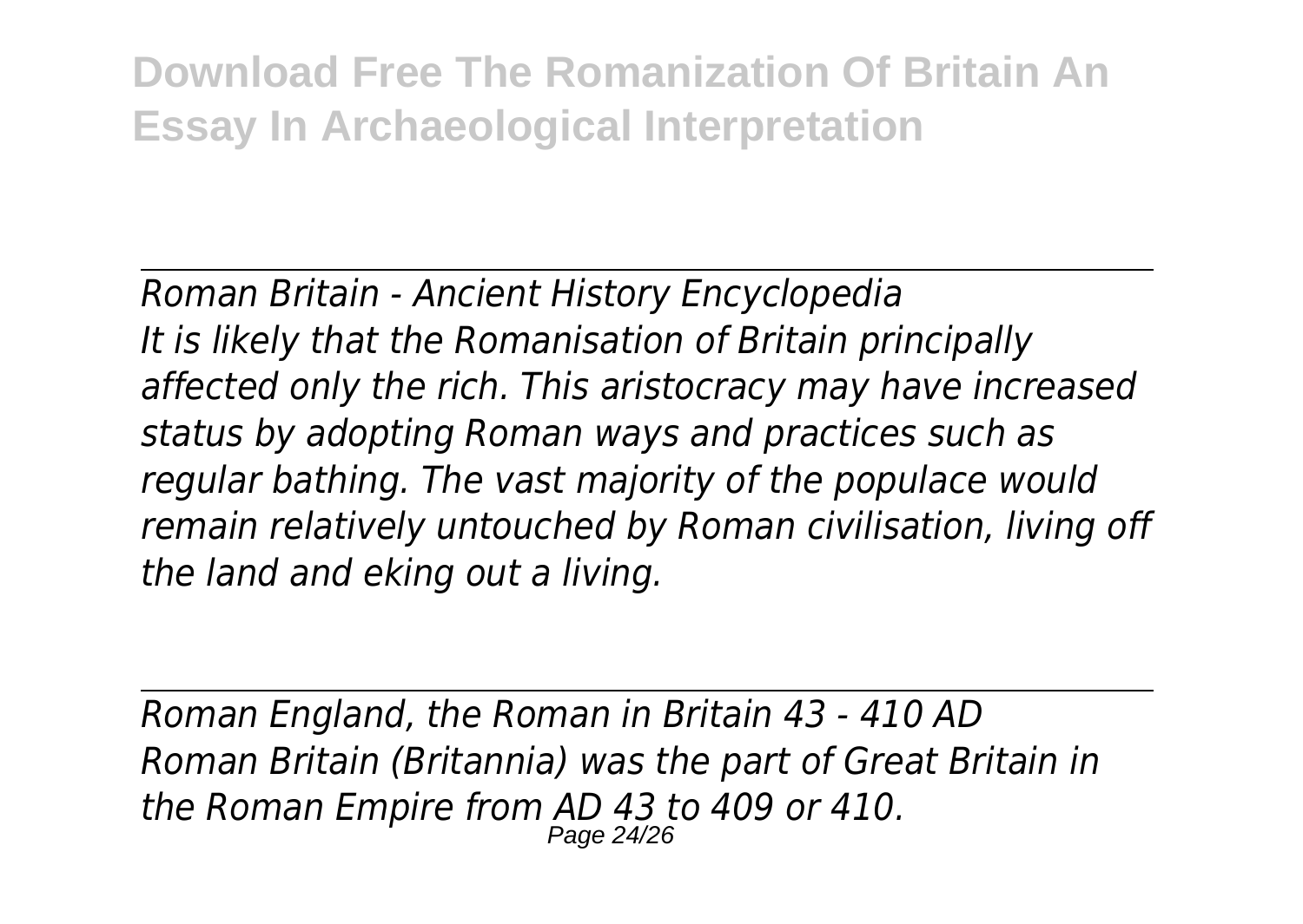Roman Britain - Ancient History Encyclopedia

*It is likely that the Romanisation of Britain principally affected only the rich. This aristocracy may have increased status by adopting Roman ways and practices such as regular bathing. The vast majority of the populace would remain relatively untouched by Roman civilisation, living off the land and eking out a living.*

Roman England, the Roman in Britain 43 - 410 AD

*Roman Britain (Britannia) was the part of Great Britain in the Roman Empire from AD 43 to 409 or 410.*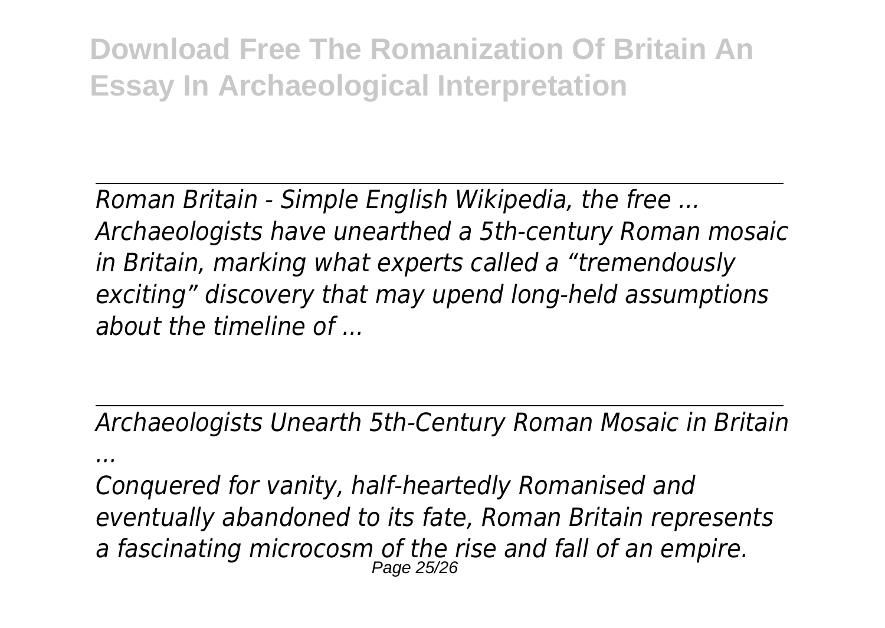*Roman Britain - Simple English Wikipedia, the free ...*
*Archaeologists have unearthed a 5th-century Roman mosaic in Britain, marking what experts called a "tremendously exciting" discovery that may upend long-held assumptions about the timeline of ...*

*Archaeologists Unearth 5th-Century Roman Mosaic in Britain ...*
*Conquered for vanity, half-heartedly Romanised and eventually abandoned to its fate, Roman Britain represents a fascinating microcosm of the rise and fall of an empire.*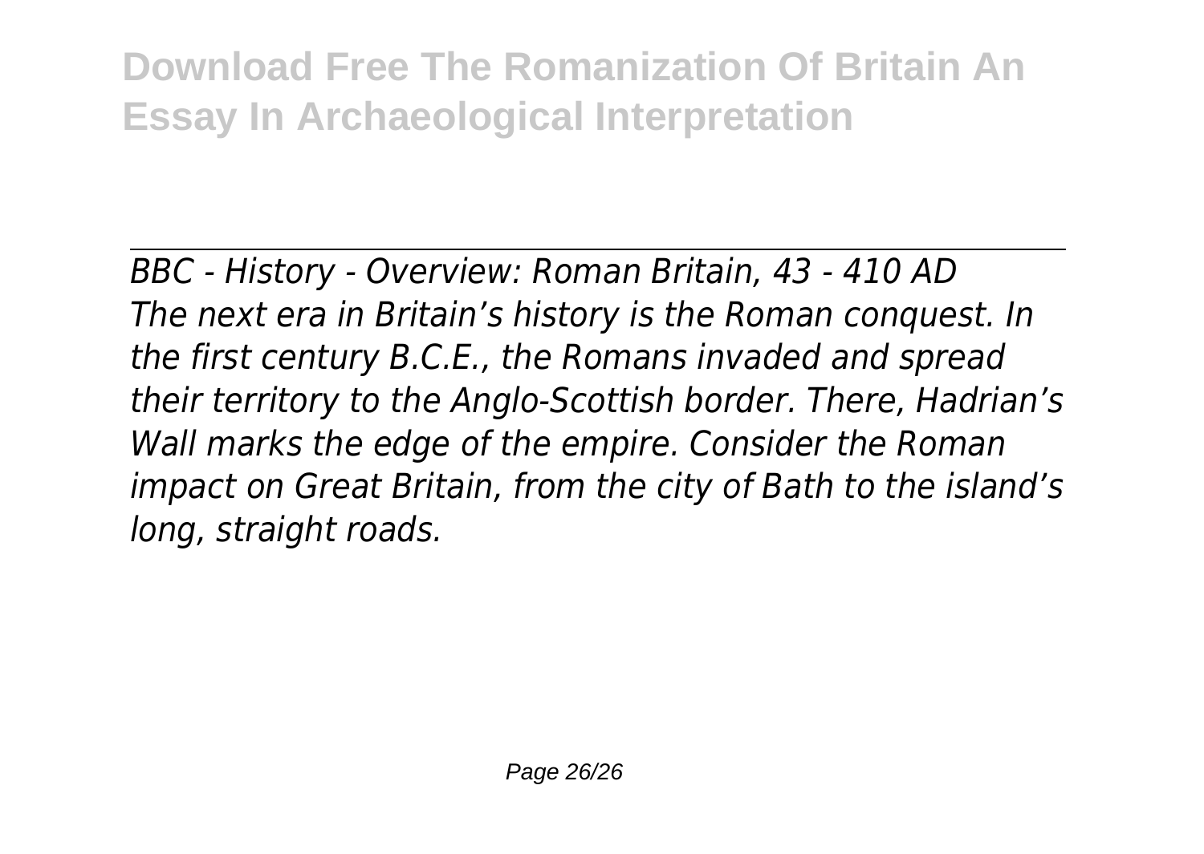*BBC - History - Overview: Roman Britain, 43 - 410 AD*

*The next era in Britain's history is the Roman conquest. In the first century B.C.E., the Romans invaded and spread their territory to the Anglo-Scottish border. There, Hadrian's Wall marks the edge of the empire. Consider the Roman impact on Great Britain, from the city of Bath to the island's long, straight roads.*